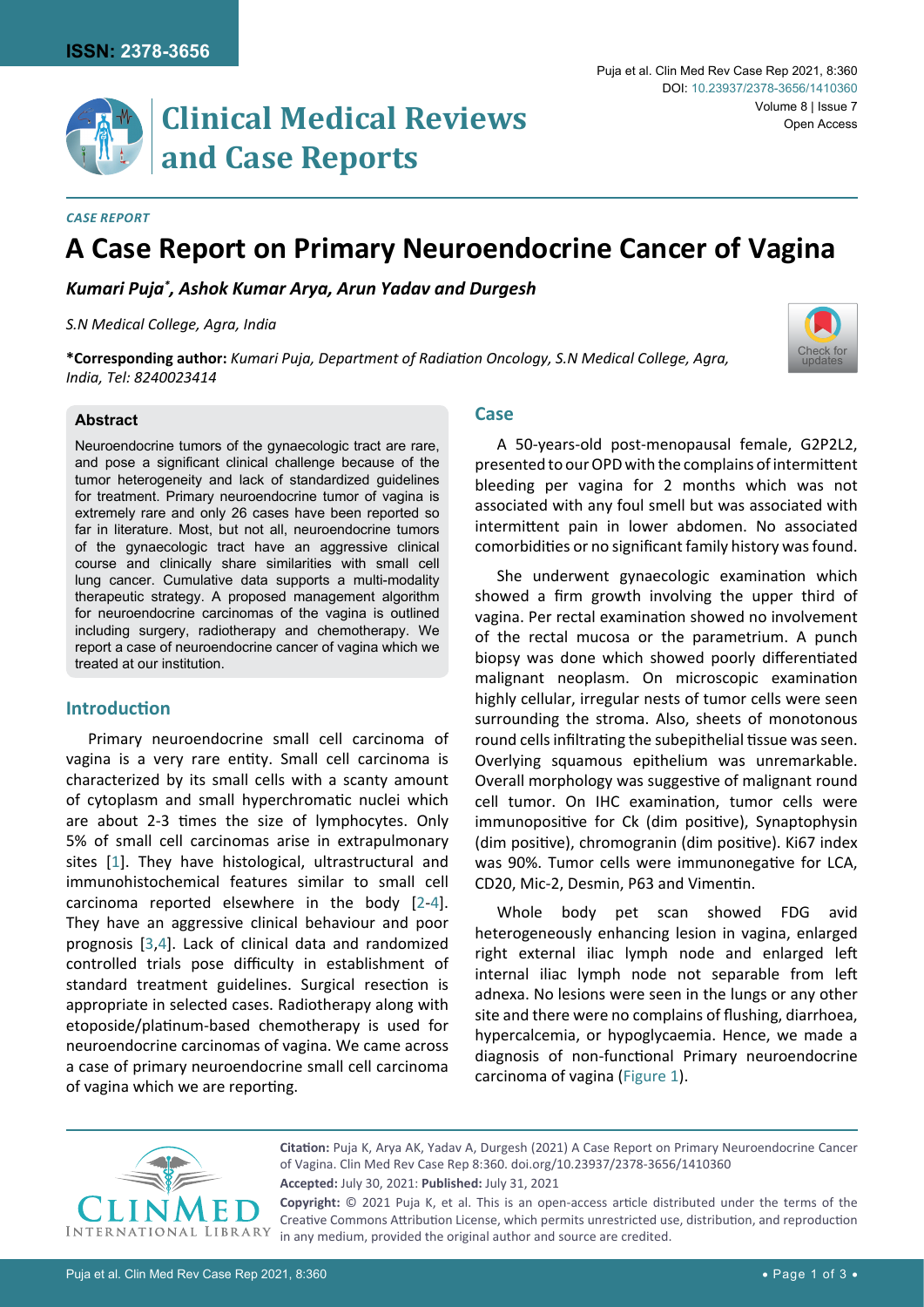**ISSN: 2378-3656**

# Clinical Medical Reviews and Case Reports

Puja et al. Clin Med Rev Case Rep 2021, 8:360

DOI: 10.23937/2378-3656/1410360

Volume 8 | Issue 7

Open Access

*CASE REPORT*

# A Case Report on Primary Neuroendocrine Cancer of Vagina

***Kumari Puja\*, Ashok Kumar Arya, Arun Yadav and Durgesh***

*S.N Medical College, Agra, India*

**\*Corresponding author:** *Kumari Puja, Department of Radiation Oncology, S.N Medical College, Agra, India, Tel: 8240023414*

### Abstract

Neuroendocrine tumors of the gynaecologic tract are rare, and pose a significant clinical challenge because of the tumor heterogeneity and lack of standardized guidelines for treatment. Primary neuroendocrine tumor of vagina is extremely rare and only 26 cases have been reported so far in literature. Most, but not all, neuroendocrine tumors of the gynaecologic tract have an aggressive clinical course and clinically share similarities with small cell lung cancer. Cumulative data supports a multi-modality therapeutic strategy. A proposed management algorithm for neuroendocrine carcinomas of the vagina is outlined including surgery, radiotherapy and chemotherapy. We report a case of neuroendocrine cancer of vagina which we treated at our institution.

## Introduction

Primary neuroendocrine small cell carcinoma of vagina is a very rare entity. Small cell carcinoma is characterized by its small cells with a scanty amount of cytoplasm and small hyperchromatic nuclei which are about 2-3 times the size of lymphocytes. Only 5% of small cell carcinomas arise in extrapulmonary sites [1]. They have histological, ultrastructural and immunohistochemical features similar to small cell carcinoma reported elsewhere in the body [2-4]. They have an aggressive clinical behaviour and poor prognosis [3,4]. Lack of clinical data and randomized controlled trials pose difficulty in establishment of standard treatment guidelines. Surgical resection is appropriate in selected cases. Radiotherapy along with etoposide/platinum-based chemotherapy is used for neuroendocrine carcinomas of vagina. We came across a case of primary neuroendocrine small cell carcinoma of vagina which we are reporting.

## Case

A 50-years-old post-menopausal female, G2P2L2, presented to our OPD with the complains of intermittent bleeding per vagina for 2 months which was not associated with any foul smell but was associated with intermittent pain in lower abdomen. No associated comorbidities or no significant family history was found.

She underwent gynaecologic examination which showed a firm growth involving the upper third of vagina. Per rectal examination showed no involvement of the rectal mucosa or the parametrium. A punch biopsy was done which showed poorly differentiated malignant neoplasm. On microscopic examination highly cellular, irregular nests of tumor cells were seen surrounding the stroma. Also, sheets of monotonous round cells infiltrating the subepithelial tissue was seen. Overlying squamous epithelium was unremarkable. Overall morphology was suggestive of malignant round cell tumor. On IHC examination, tumor cells were immunopositive for Ck (dim positive), Synaptophysin (dim positive), chromogranin (dim positive). Ki67 index was 90%. Tumor cells were immunonegative for LCA, CD20, Mic-2, Desmin, P63 and Vimentin.

Whole body pet scan showed FDG avid heterogeneously enhancing lesion in vagina, enlarged right external iliac lymph node and enlarged left internal iliac lymph node not separable from left adnexa. No lesions were seen in the lungs or any other site and there were no complains of flushing, diarrhoea, hypercalcemia, or hypoglycaemia. Hence, we made a diagnosis of non-functional Primary neuroendocrine carcinoma of vagina (Figure 1).

**Citation:** Puja K, Arya AK, Yadav A, Durgesh (2021) A Case Report on Primary Neuroendocrine Cancer of Vagina. Clin Med Rev Case Rep 8:360. doi.org/10.23937/2378-3656/1410360

**Accepted:** July 30, 2021: **Published:** July 31, 2021

**Copyright:** © 2021 Puja K, et al. This is an open-access article distributed under the terms of the Creative Commons Attribution License, which permits unrestricted use, distribution, and reproduction in any medium, provided the original author and source are credited.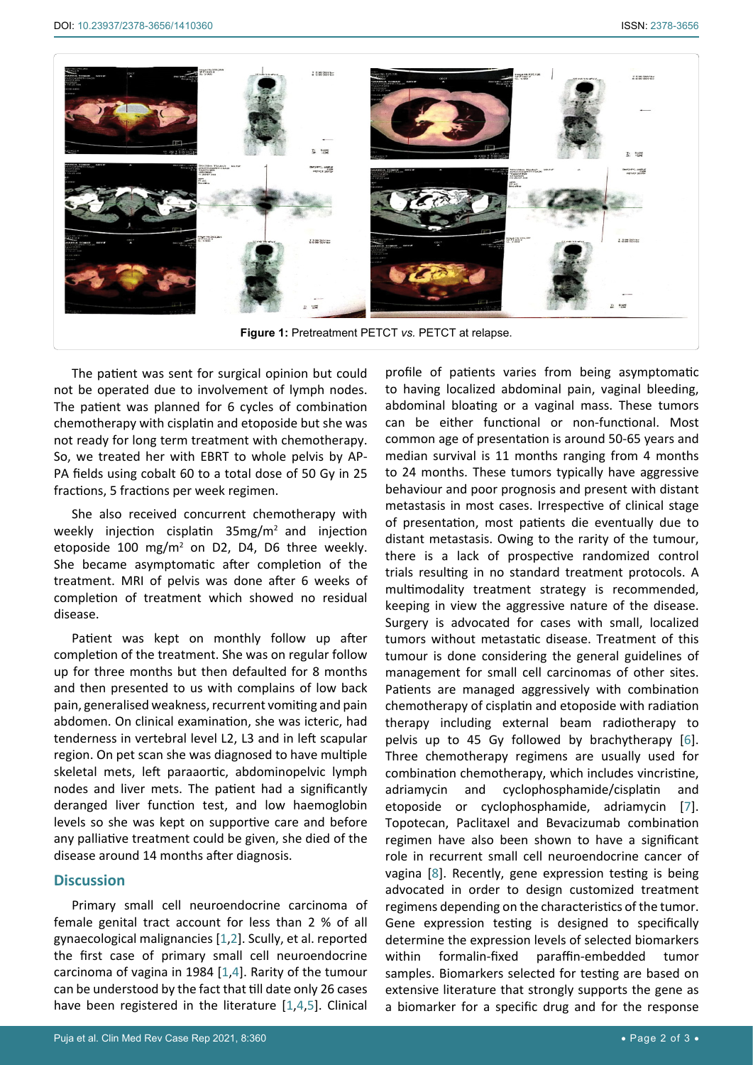**Figure 1:** Pretreatment PETCT *vs.* PETCT at relapse.

The patient was sent for surgical opinion but could not be operated due to involvement of lymph nodes. The patient was planned for 6 cycles of combination chemotherapy with cisplatin and etoposide but she was not ready for long term treatment with chemotherapy. So, we treated her with EBRT to whole pelvis by AP-PA fields using cobalt 60 to a total dose of 50 Gy in 25 fractions, 5 fractions per week regimen.

She also received concurrent chemotherapy with weekly injection cisplatin 35mg/m$^2$ and injection etoposide 100 mg/m$^2$ on D2, D4, D6 three weekly. She became asymptomatic after completion of the treatment. MRI of pelvis was done after 6 weeks of completion of treatment which showed no residual disease.

Patient was kept on monthly follow up after completion of the treatment. She was on regular follow up for three months but then defaulted for 8 months and then presented to us with complains of low back pain, generalised weakness, recurrent vomiting and pain abdomen. On clinical examination, she was icteric, had tenderness in vertebral level L2, L3 and in left scapular region. On pet scan she was diagnosed to have multiple skeletal mets, left paraaortic, abdominopelvic lymph nodes and liver mets. The patient had a significantly deranged liver function test, and low haemoglobin levels so she was kept on supportive care and before any palliative treatment could be given, she died of the disease around 14 months after diagnosis.

## Discussion

Primary small cell neuroendocrine carcinoma of female genital tract account for less than 2 % of all gynaecological malignancies [1,2]. Scully, et al. reported the first case of primary small cell neuroendocrine carcinoma of vagina in 1984 [1,4]. Rarity of the tumour can be understood by the fact that till date only 26 cases have been registered in the literature [1,4,5]. Clinical profile of patients varies from being asymptomatic to having localized abdominal pain, vaginal bleeding, abdominal bloating or a vaginal mass. These tumors can be either functional or non-functional. Most common age of presentation is around 50-65 years and median survival is 11 months ranging from 4 months to 24 months. These tumors typically have aggressive behaviour and poor prognosis and present with distant metastasis in most cases. Irrespective of clinical stage of presentation, most patients die eventually due to distant metastasis. Owing to the rarity of the tumour, there is a lack of prospective randomized control trials resulting in no standard treatment protocols. A multimodality treatment strategy is recommended, keeping in view the aggressive nature of the disease. Surgery is advocated for cases with small, localized tumors without metastatic disease. Treatment of this tumour is done considering the general guidelines of management for small cell carcinomas of other sites. Patients are managed aggressively with combination chemotherapy of cisplatin and etoposide with radiation therapy including external beam radiotherapy to pelvis up to 45 Gy followed by brachytherapy [6]. Three chemotherapy regimens are usually used for combination chemotherapy, which includes vincristine, adriamycin and cyclophosphamide/cisplatin and etoposide or cyclophosphamide, adriamycin [7]. Topotecan, Paclitaxel and Bevacizumab combination regimen have also been shown to have a significant role in recurrent small cell neuroendocrine cancer of vagina [8]. Recently, gene expression testing is being advocated in order to design customized treatment regimens depending on the characteristics of the tumor. Gene expression testing is designed to specifically determine the expression levels of selected biomarkers within formalin-fixed paraffin-embedded tumor samples. Biomarkers selected for testing are based on extensive literature that strongly supports the gene as a biomarker for a specific drug and for the response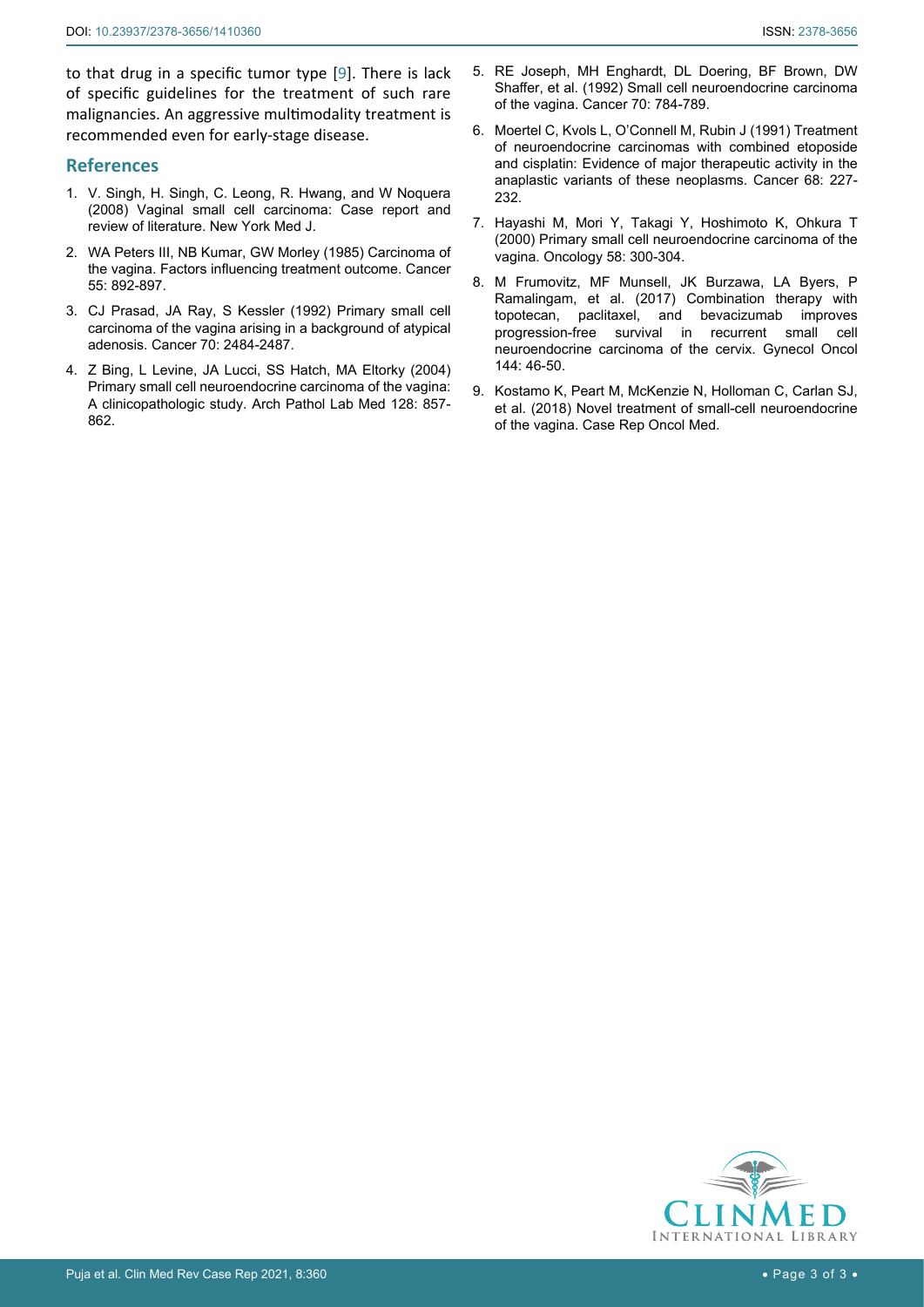to that drug in a specific tumor type [9]. There is lack of specific guidelines for the treatment of such rare malignancies. An aggressive multimodality treatment is recommended even for early-stage disease.

## References

1. V. Singh, H. Singh, C. Leong, R. Hwang, and W Noquera (2008) Vaginal small cell carcinoma: Case report and review of literature. New York Med J.
2. WA Peters III, NB Kumar, GW Morley (1985) Carcinoma of the vagina. Factors influencing treatment outcome. Cancer 55: 892-897.
3. CJ Prasad, JA Ray, S Kessler (1992) Primary small cell carcinoma of the vagina arising in a background of atypical adenosis. Cancer 70: 2484-2487.
4. Z Bing, L Levine, JA Lucci, SS Hatch, MA Eltorky (2004) Primary small cell neuroendocrine carcinoma of the vagina: A clinicopathologic study. Arch Pathol Lab Med 128: 857-862.
5. RE Joseph, MH Enghardt, DL Doering, BF Brown, DW Shaffer, et al. (1992) Small cell neuroendocrine carcinoma of the vagina. Cancer 70: 784-789.
6. Moertel C, Kvols L, O'Connell M, Rubin J (1991) Treatment of neuroendocrine carcinomas with combined etoposide and cisplatin: Evidence of major therapeutic activity in the anaplastic variants of these neoplasms. Cancer 68: 227-232.
7. Hayashi M, Mori Y, Takagi Y, Hoshimoto K, Ohkura T (2000) Primary small cell neuroendocrine carcinoma of the vagina. Oncology 58: 300-304.
8. M Frumovitz, MF Munsell, JK Burzawa, LA Byers, P Ramalingam, et al. (2017) Combination therapy with topotecan, paclitaxel, and bevacizumab improves progression-free survival in recurrent small cell neuroendocrine carcinoma of the cervix. Gynecol Oncol 144: 46-50.
9. Kostamo K, Peart M, McKenzie N, Holloman C, Carlan SJ, et al. (2018) Novel treatment of small-cell neuroendocrine of the vagina. Case Rep Oncol Med.